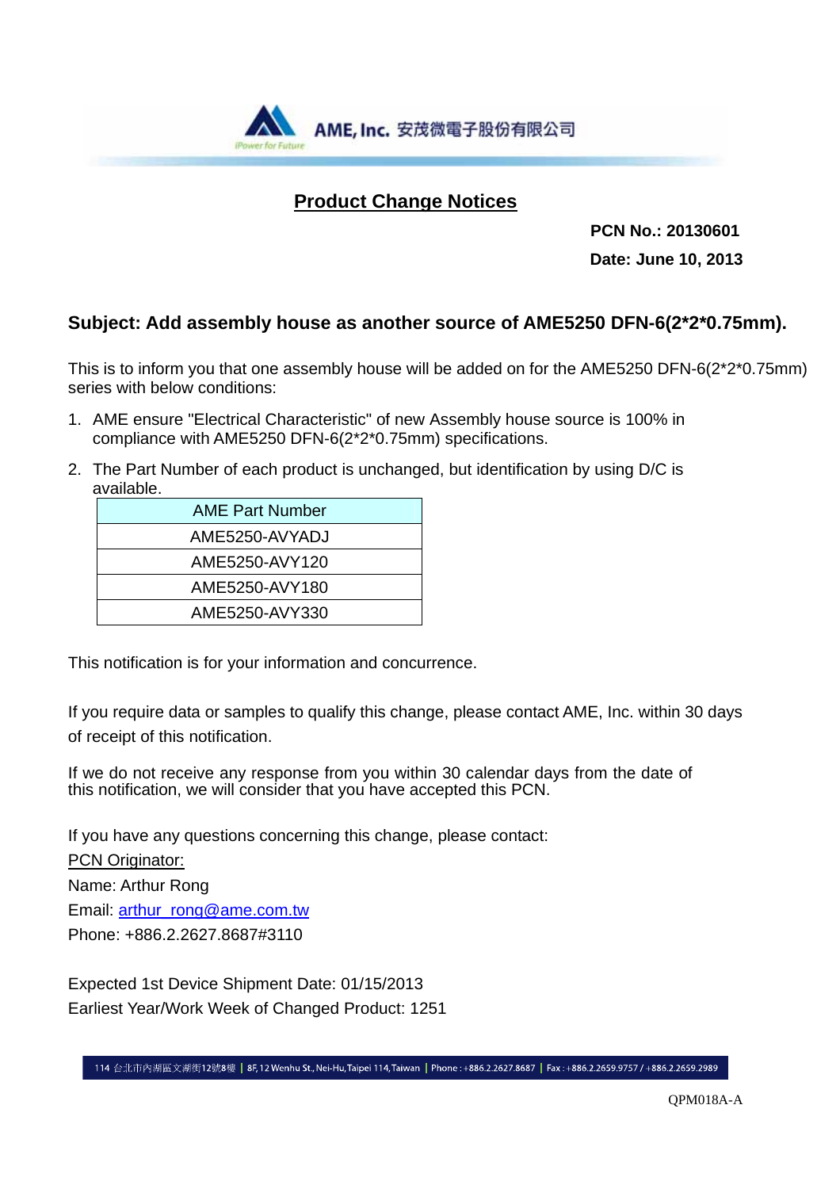AME, Inc. 安茂微電子股份有限公司

# Product Change Notices

**PCN No.: 20130601**

**Date: June 10, 2013**

## Subject: Add assembly house as another source of AME5250 DFN-6(2*2*0.75mm).

This is to inform you that one assembly house will be added on for the AME5250 DFN-6(2*2*0.75mm) series with below conditions:

1. AME ensure "Electrical Characteristic" of new Assembly house source is 100% in compliance with AME5250 DFN-6(2*2*0.75mm) specifications.
2. The Part Number of each product is unchanged, but identification by using D/C is available.

| AME Part Number |
|---|
| AME5250-AVYADJ |
| AME5250-AVY120 |
| AME5250-AVY180 |
| AME5250-AVY330 |

This notification is for your information and concurrence.

If you require data or samples to qualify this change, please contact AME, Inc. within 30 days of receipt of this notification.

If we do not receive any response from you within 30 calendar days from the date of this notification, we will consider that you have accepted this PCN.

If you have any questions concerning this change, please contact:

PCN Originator:

Name: Arthur Rong

Email: arthur_rong@ame.com.tw

Phone: +886.2.2627.8687#3110

Expected 1st Device Shipment Date: 01/15/2013

Earliest Year/Work Week of Changed Product: 1251

114 台北市內湖區文湖街12號8樓 | 8F, 12 Wenhu St., Nei-Hu, Taipei 114, Taiwan | Phone : +886.2.2627.8687 | Fax : +886.2.2659.9757 / +886.2.2659.2989

QPM018A-A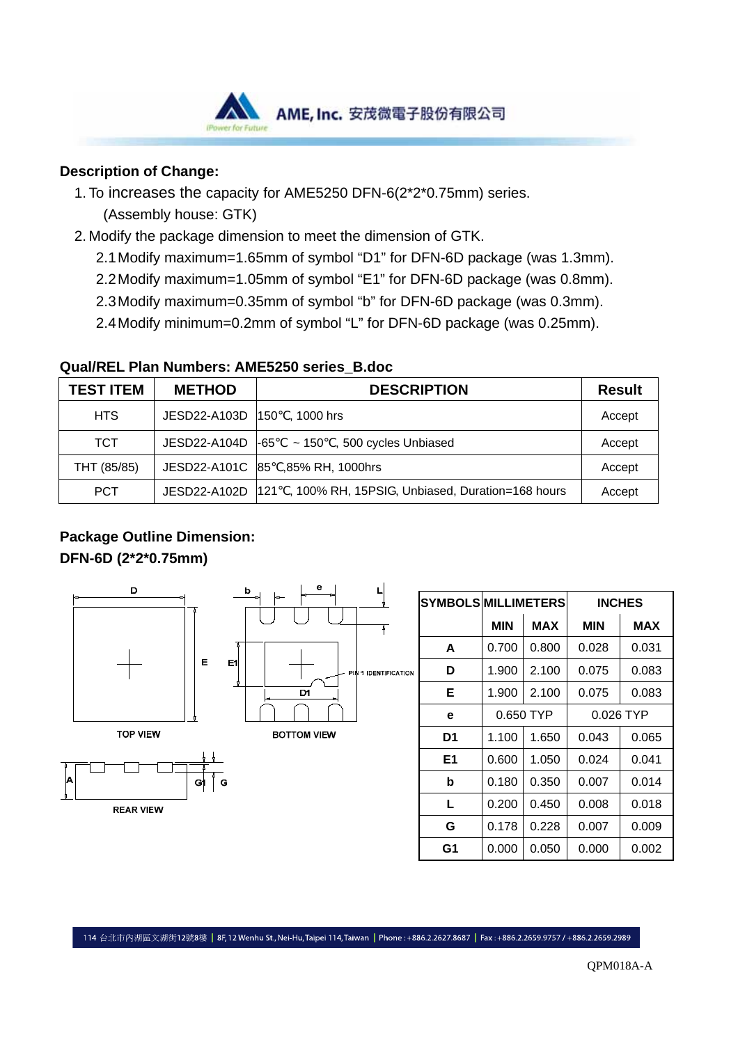**Description of Change:**

1. To increases the capacity for AME5250 DFN-6(2*2*0.75mm) series.
   (Assembly house: GTK)
2. Modify the package dimension to meet the dimension of GTK.
   - 2.1 Modify maximum=1.65mm of symbol “D1” for DFN-6D package (was 1.3mm).
   - 2.2 Modify maximum=1.05mm of symbol “E1” for DFN-6D package (was 0.8mm).
   - 2.3 Modify maximum=0.35mm of symbol “b” for DFN-6D package (was 0.3mm).
   - 2.4 Modify minimum=0.2mm of symbol “L” for DFN-6D package (was 0.25mm).

**Qual/REL Plan Numbers: AME5250 series_B.doc**

| TEST ITEM | METHOD | DESCRIPTION | Result |
|---|---|---|---|
| HTS | JESD22-A103D | 150℃, 1000 hrs | Accept |
| TCT | JESD22-A104D | -65℃ ~ 150℃, 500 cycles Unbiased | Accept |
| THT (85/85) | JESD22-A101C | 85℃,85% RH, 1000hrs | Accept |
| PCT | JESD22-A102D | 121℃, 100% RH, 15PSIG, Unbiased, Duration=168 hours | Accept |

**Package Outline Dimension:**

**DFN-6D (2*2*0.75mm)**

TOP VIEW

BOTTOM VIEW

REAR VIEW

PIN 1 IDENTIFICATION

| SYMBOLS | MILLIMETERS | | INCHES | |
|---|---|---|---|---|
| | MIN | MAX | MIN | MAX |
| A | 0.700 | 0.800 | 0.028 | 0.031 |
| D | 1.900 | 2.100 | 0.075 | 0.083 |
| E | 1.900 | 2.100 | 0.075 | 0.083 |
| e | 0.650 TYP | | 0.026 TYP | |
| D1 | 1.100 | 1.650 | 0.043 | 0.065 |
| E1 | 0.600 | 1.050 | 0.024 | 0.041 |
| b | 0.180 | 0.350 | 0.007 | 0.014 |
| L | 0.200 | 0.450 | 0.008 | 0.018 |
| G | 0.178 | 0.228 | 0.007 | 0.009 |
| G1 | 0.000 | 0.050 | 0.000 | 0.002 |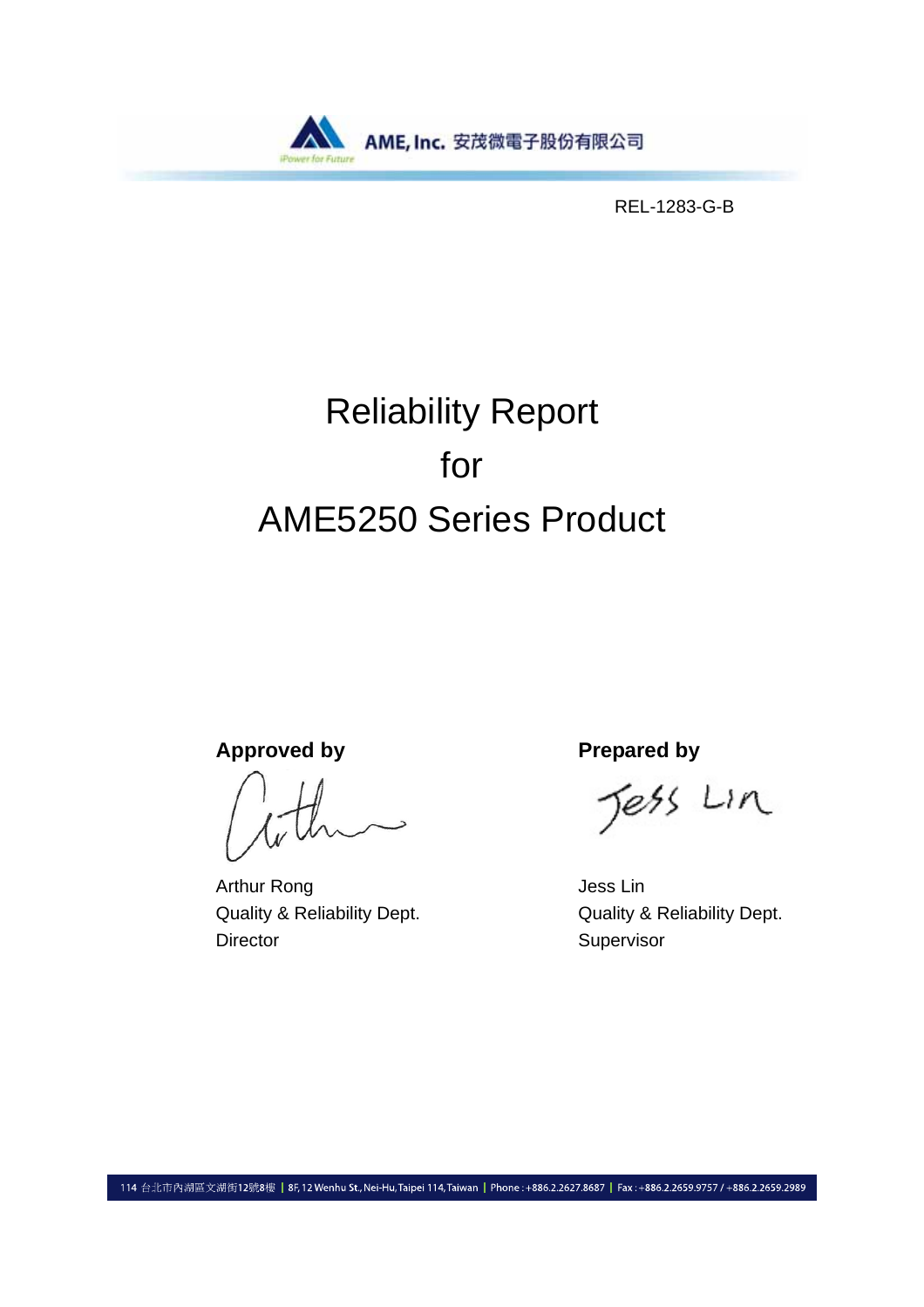AME, Inc. 安茂微電子股份有限公司

REL-1283-G-B

# Reliability Report
# for
# AME5250 Series Product

| **Approved by** | **Prepared by** |
| --- | --- |
| Arthur Rong | Jess Lin |
| Quality & Reliability Dept. | Quality & Reliability Dept. |
| Director | Supervisor |

114 台北市內湖區文湖街12號8樓 | 8F, 12 Wenhu St., Nei-Hu, Taipei 114, Taiwan | Phone : +886.2.2627.8687 | Fax : +886.2.2659.9757 / +886.2.2659.2989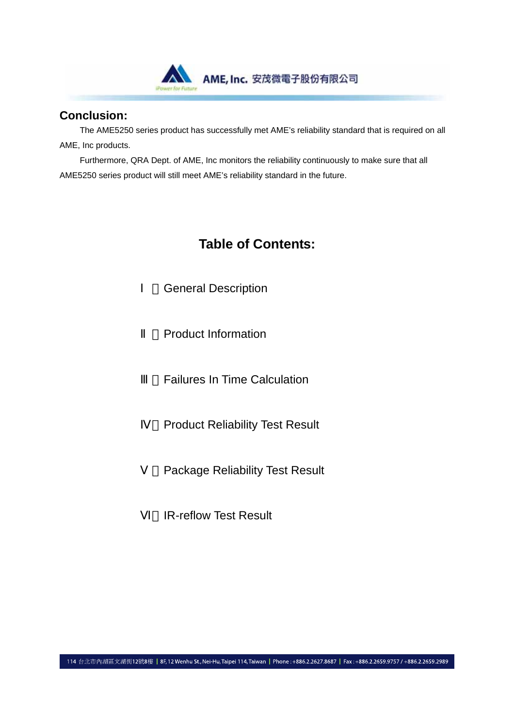## Conclusion:

The AME5250 series product has successfully met AME's reliability standard that is required on all AME, Inc products.

Furthermore, QRA Dept. of AME, Inc monitors the reliability continuously to make sure that all AME5250 series product will still meet AME's reliability standard in the future.

## Table of Contents:

Ⅰ．General Description

Ⅱ．Product Information

Ⅲ．Failures In Time Calculation

Ⅳ．Product Reliability Test Result

Ⅴ．Package Reliability Test Result

Ⅵ．IR-reflow Test Result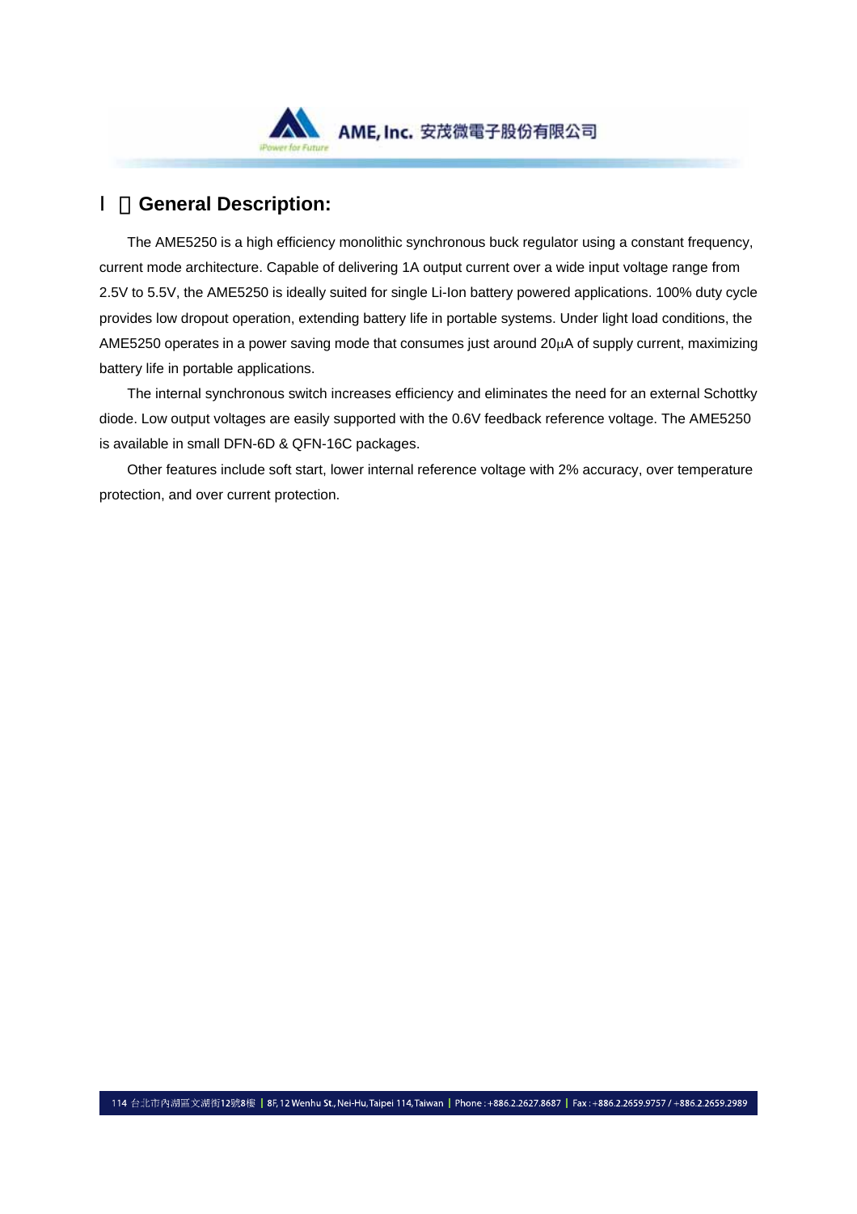## Ⅰ．General Description:

The AME5250 is a high efficiency monolithic synchronous buck regulator using a constant frequency, current mode architecture. Capable of delivering 1A output current over a wide input voltage range from 2.5V to 5.5V, the AME5250 is ideally suited for single Li-Ion battery powered applications. 100% duty cycle provides low dropout operation, extending battery life in portable systems. Under light load conditions, the AME5250 operates in a power saving mode that consumes just around 20μA of supply current, maximizing battery life in portable applications.

The internal synchronous switch increases efficiency and eliminates the need for an external Schottky diode. Low output voltages are easily supported with the 0.6V feedback reference voltage. The AME5250 is available in small DFN-6D & QFN-16C packages.

Other features include soft start, lower internal reference voltage with 2% accuracy, over temperature protection, and over current protection.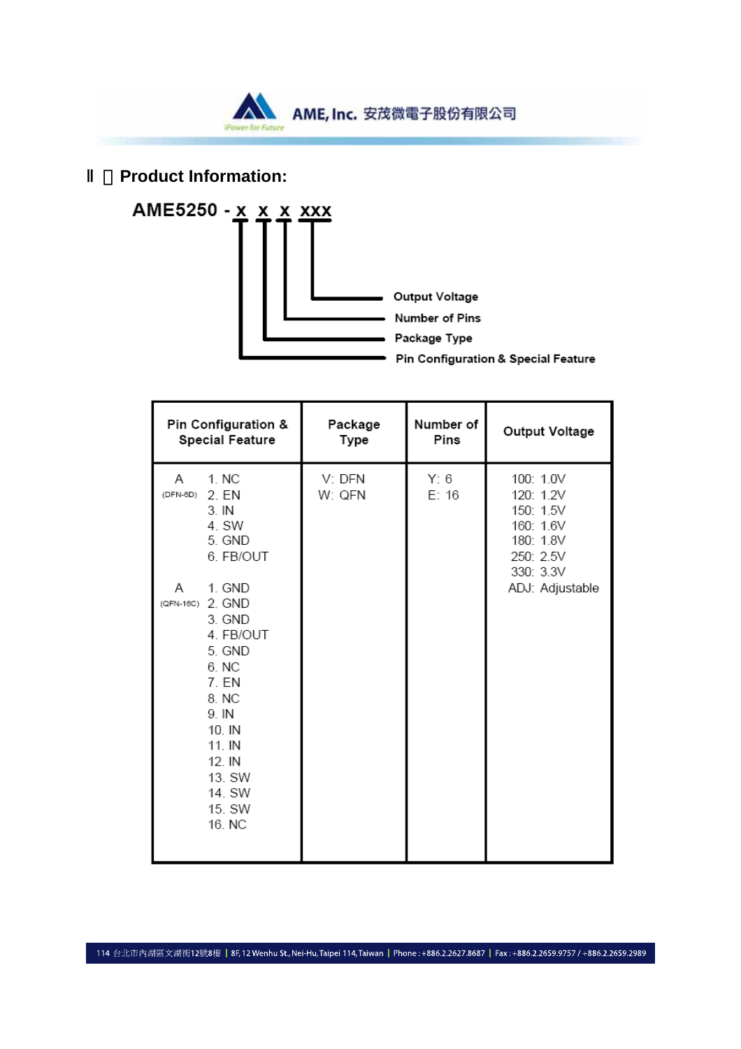## Ⅱ  Product Information:

**AME5250 - x x x xxx**

- x (first): Pin Configuration & Special Feature
- x (second): Package Type
- x (third): Number of Pins
- xxx: Output Voltage

| Pin Configuration & Special Feature | Package Type | Number of Pins | Output Voltage |
|---|---|---|---|
| A (DFN-6D)<br>1. NC<br>2. EN<br>3. IN<br>4. SW<br>5. GND<br>6. FB/OUT<br><br>A (QFN-16C)<br>1. GND<br>2. GND<br>3. GND<br>4. FB/OUT<br>5. GND<br>6. NC<br>7. EN<br>8. NC<br>9. IN<br>10. IN<br>11. IN<br>12. IN<br>13. SW<br>14. SW<br>15. SW<br>16. NC | V: DFN<br>W: QFN | Y: 6<br>E: 16 | 100: 1.0V<br>120: 1.2V<br>150: 1.5V<br>160: 1.6V<br>180: 1.8V<br>250: 2.5V<br>330: 3.3V<br>ADJ: Adjustable |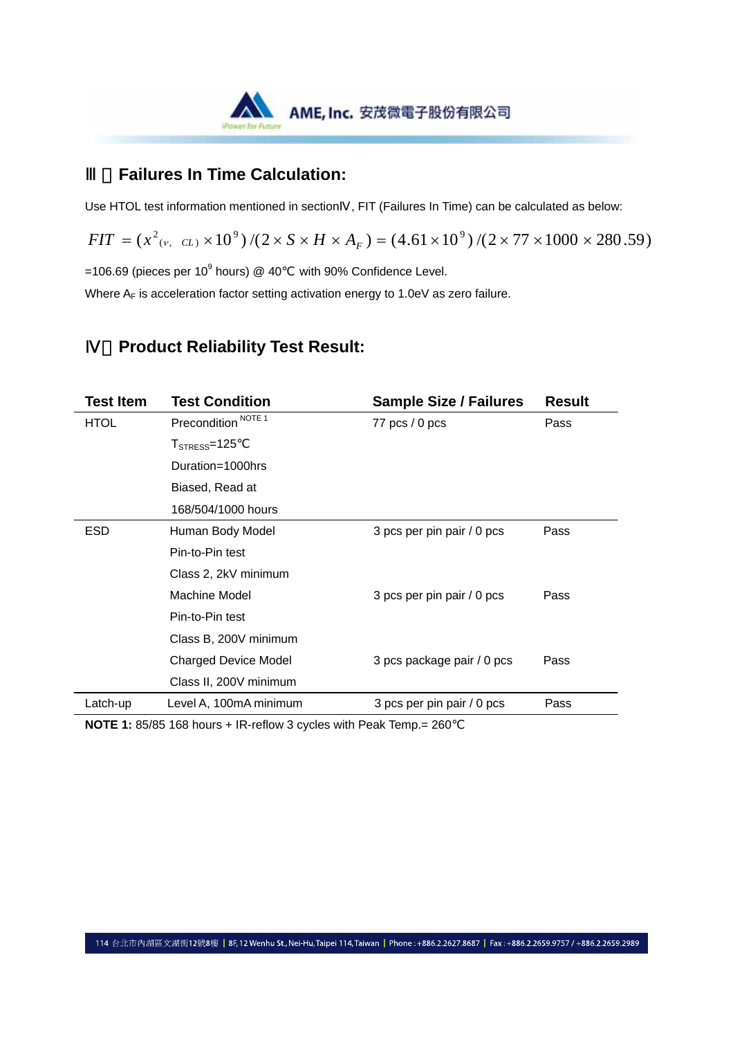## Ⅲ．Failures In Time Calculation:

Use HTOL test information mentioned in sectionⅣ, FIT (Failures In Time) can be calculated as below:

$$FIT = (x^2_{(v,\ CL)} \times 10^9)/(2 \times S \times H \times A_F) = (4.61 \times 10^9)/(2 \times 77 \times 1000 \times 280.59)$$

=106.69 (pieces per $10^9$ hours) @ 40℃ with 90% Confidence Level.

Where $A_F$ is acceleration factor setting activation energy to 1.0eV as zero failure.

## Ⅳ．Product Reliability Test Result:

| Test Item | Test Condition | Sample Size / Failures | Result |
|---|---|---|---|
| HTOL | Precondition [NOTE 1]<br>$T_{STRESS}$=125℃<br>Duration=1000hrs<br>Biased, Read at<br>168/504/1000 hours | 77 pcs / 0 pcs | Pass |
| ESD | Human Body Model<br>Pin-to-Pin test<br>Class 2, 2kV minimum | 3 pcs per pin pair / 0 pcs | Pass |
| | Machine Model<br>Pin-to-Pin test<br>Class B, 200V minimum | 3 pcs per pin pair / 0 pcs | Pass |
| | Charged Device Model<br>Class II, 200V minimum | 3 pcs package pair / 0 pcs | Pass |
| Latch-up | Level A, 100mA minimum | 3 pcs per pin pair / 0 pcs | Pass |

**NOTE 1:** 85/85 168 hours + IR-reflow 3 cycles with Peak Temp.= 260℃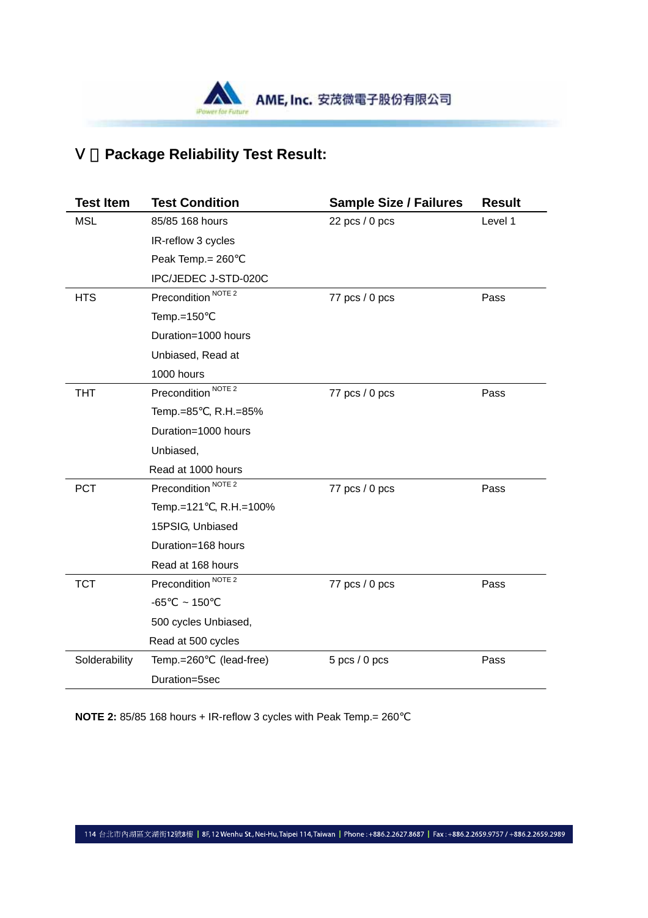## V、Package Reliability Test Result:

| Test Item | Test Condition | Sample Size / Failures | Result |
|---|---|---|---|
| MSL | 85/85 168 hours<br>IR-reflow 3 cycles<br>Peak Temp.= 260℃<br>IPC/JEDEC J-STD-020C | 22 pcs / 0 pcs | Level 1 |
| HTS | Precondition NOTE 2<br>Temp.=150℃<br>Duration=1000 hours<br>Unbiased, Read at<br>1000 hours | 77 pcs / 0 pcs | Pass |
| THT | Precondition NOTE 2<br>Temp.=85℃, R.H.=85%<br>Duration=1000 hours<br>Unbiased,<br>Read at 1000 hours | 77 pcs / 0 pcs | Pass |
| PCT | Precondition NOTE 2<br>Temp.=121℃, R.H.=100%<br>15PSIG, Unbiased<br>Duration=168 hours<br>Read at 168 hours | 77 pcs / 0 pcs | Pass |
| TCT | Precondition NOTE 2<br>-65℃ ~ 150℃<br>500 cycles Unbiased,<br>Read at 500 cycles | 77 pcs / 0 pcs | Pass |
| Solderability | Temp.=260℃ (lead-free)<br>Duration=5sec | 5 pcs / 0 pcs | Pass |

**NOTE 2:** 85/85 168 hours + IR-reflow 3 cycles with Peak Temp.= 260℃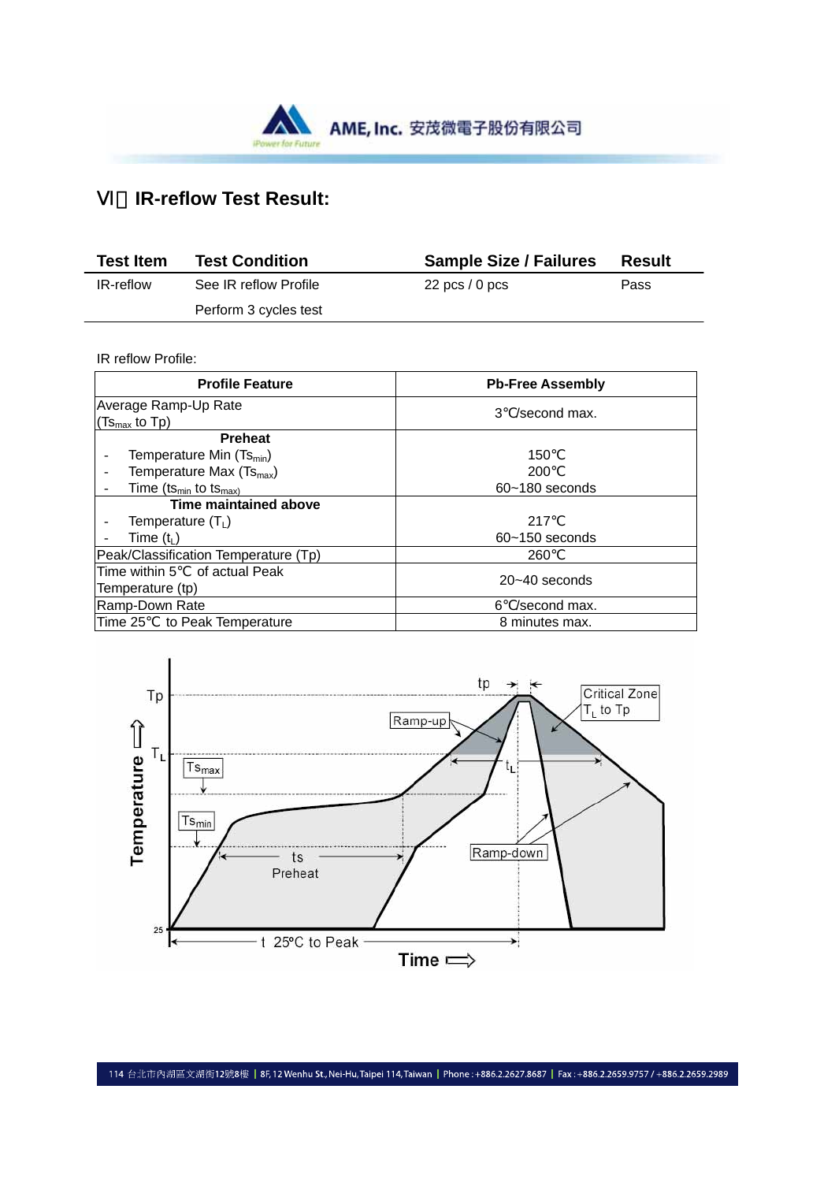## Ⅵ、IR-reflow Test Result:

| Test Item | Test Condition | Sample Size / Failures | Result |
|---|---|---|---|
| IR-reflow | See IR reflow Profile<br>Perform 3 cycles test | 22 pcs / 0 pcs | Pass |

IR reflow Profile:

| Profile Feature | Pb-Free Assembly |
|---|---|
| Average Ramp-Up Rate ($Ts_{max}$ to Tp) | 3℃/second max. |
| **Preheat**<br>- Temperature Min ($Ts_{min}$)<br>- Temperature Max ($Ts_{max}$)<br>- Time ($ts_{min}$ to $ts_{max}$) | <br>150℃<br>200℃<br>60~180 seconds |
| **Time maintained above**<br>- Temperature ($T_L$)<br>- Time ($t_L$) | <br>217℃<br>60~150 seconds |
| Peak/Classification Temperature (Tp) | 260℃ |
| Time within 5℃ of actual Peak Temperature (tp) | 20~40 seconds |
| Ramp-Down Rate | 6℃/second max. |
| Time 25℃ to Peak Temperature | 8 minutes max. |

Tp
tp
Critical Zone
$T_L$ to Tp
Ramp-up
$T_L$
$Ts_{max}$
$t_L$
$Ts_{min}$
Temperature
ts
Preheat
Ramp-down
25
t 25°C to Peak
Time